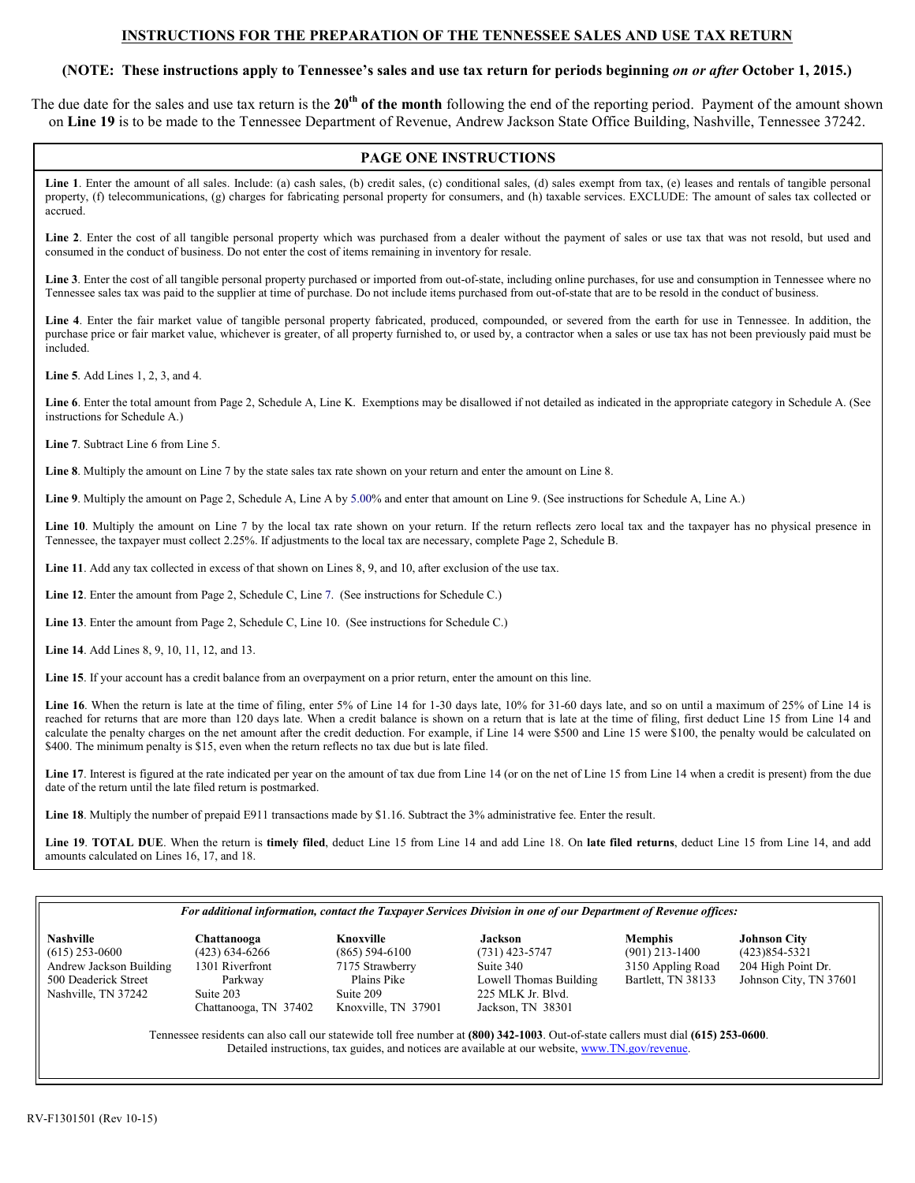# INSTRUCTIONS FOR THE PREPARATION OF THE TENNESSEE SALES AND USE TAX RETURN

**(NOTE: These instructions apply to Tennessee's sales and use tax return for periods beginning *on or after* October 1, 2015.)**

The due date for the sales and use tax return is the **20th of the month** following the end of the reporting period. Payment of the amount shown on **Line 19** is to be made to the Tennessee Department of Revenue, Andrew Jackson State Office Building, Nashville, Tennessee 37242.

## PAGE ONE INSTRUCTIONS

**Line 1**. Enter the amount of all sales. Include: (a) cash sales, (b) credit sales, (c) conditional sales, (d) sales exempt from tax, (e) leases and rentals of tangible personal property, (f) telecommunications, (g) charges for fabricating personal property for consumers, and (h) taxable services. EXCLUDE: The amount of sales tax collected or accrued.

**Line 2**. Enter the cost of all tangible personal property which was purchased from a dealer without the payment of sales or use tax that was not resold, but used and consumed in the conduct of business. Do not enter the cost of items remaining in inventory for resale.

**Line 3**. Enter the cost of all tangible personal property purchased or imported from out-of-state, including online purchases, for use and consumption in Tennessee where no Tennessee sales tax was paid to the supplier at time of purchase. Do not include items purchased from out-of-state that are to be resold in the conduct of business.

**Line 4**. Enter the fair market value of tangible personal property fabricated, produced, compounded, or severed from the earth for use in Tennessee. In addition, the purchase price or fair market value, whichever is greater, of all property furnished to, or used by, a contractor when a sales or use tax has not been previously paid must be included.

**Line 5**. Add Lines 1, 2, 3, and 4.

**Line 6**. Enter the total amount from Page 2, Schedule A, Line K. Exemptions may be disallowed if not detailed as indicated in the appropriate category in Schedule A. (See instructions for Schedule A.)

**Line 7**. Subtract Line 6 from Line 5.

**Line 8**. Multiply the amount on Line 7 by the state sales tax rate shown on your return and enter the amount on Line 8.

**Line 9**. Multiply the amount on Page 2, Schedule A, Line A by 5.00% and enter that amount on Line 9. (See instructions for Schedule A, Line A.)

**Line 10**. Multiply the amount on Line 7 by the local tax rate shown on your return. If the return reflects zero local tax and the taxpayer has no physical presence in Tennessee, the taxpayer must collect 2.25%. If adjustments to the local tax are necessary, complete Page 2, Schedule B.

**Line 11**. Add any tax collected in excess of that shown on Lines 8, 9, and 10, after exclusion of the use tax.

**Line 12**. Enter the amount from Page 2, Schedule C, Line 7. (See instructions for Schedule C.)

**Line 13**. Enter the amount from Page 2, Schedule C, Line 10. (See instructions for Schedule C.)

**Line 14**. Add Lines 8, 9, 10, 11, 12, and 13.

**Line 15**. If your account has a credit balance from an overpayment on a prior return, enter the amount on this line.

**Line 16**. When the return is late at the time of filing, enter 5% of Line 14 for 1-30 days late, 10% for 31-60 days late, and so on until a maximum of 25% of Line 14 is reached for returns that are more than 120 days late. When a credit balance is shown on a return that is late at the time of filing, first deduct Line 15 from Line 14 and calculate the penalty charges on the net amount after the credit deduction. For example, if Line 14 were $500 and Line 15 were $100, the penalty would be calculated on $400. The minimum penalty is $15, even when the return reflects no tax due but is late filed.

**Line 17**. Interest is figured at the rate indicated per year on the amount of tax due from Line 14 (or on the net of Line 15 from Line 14 when a credit is present) from the due date of the return until the late filed return is postmarked.

**Line 18**. Multiply the number of prepaid E911 transactions made by $1.16. Subtract the 3% administrative fee. Enter the result.

**Line 19**. **TOTAL DUE**. When the return is **timely filed**, deduct Line 15 from Line 14 and add Line 18. On **late filed returns**, deduct Line 15 from Line 14, and add amounts calculated on Lines 16, 17, and 18.

*For additional information, contact the Taxpayer Services Division in one of our Department of Revenue offices:*

| **Nashville** | **Chattanooga** | **Knoxville** | **Jackson** | **Memphis** | **Johnson City** |
|---|---|---|---|---|---|
| (615) 253-0600 | (423) 634-6266 | (865) 594-6100 | (731) 423-5747 | (901) 213-1400 | (423)854-5321 |
| Andrew Jackson Building | 1301 Riverfront Parkway | 7175 Strawberry Plains Pike | Suite 340 | 3150 Appling Road | 204 High Point Dr. |
| 500 Deaderick Street | Suite 203 | Suite 209 | Lowell Thomas Building | Bartlett, TN 38133 | Johnson City, TN 37601 |
| Nashville, TN 37242 | Chattanooga, TN 37402 | Knoxville, TN 37901 | 225 MLK Jr. Blvd. | | |
| | | | Jackson, TN 38301 | | |

Tennessee residents can also call our statewide toll free number at **(800) 342-1003**. Out-of-state callers must dial **(615) 253-0600**. Detailed instructions, tax guides, and notices are available at our website, www.TN.gov/revenue.

RV-F1301501 (Rev 10-15)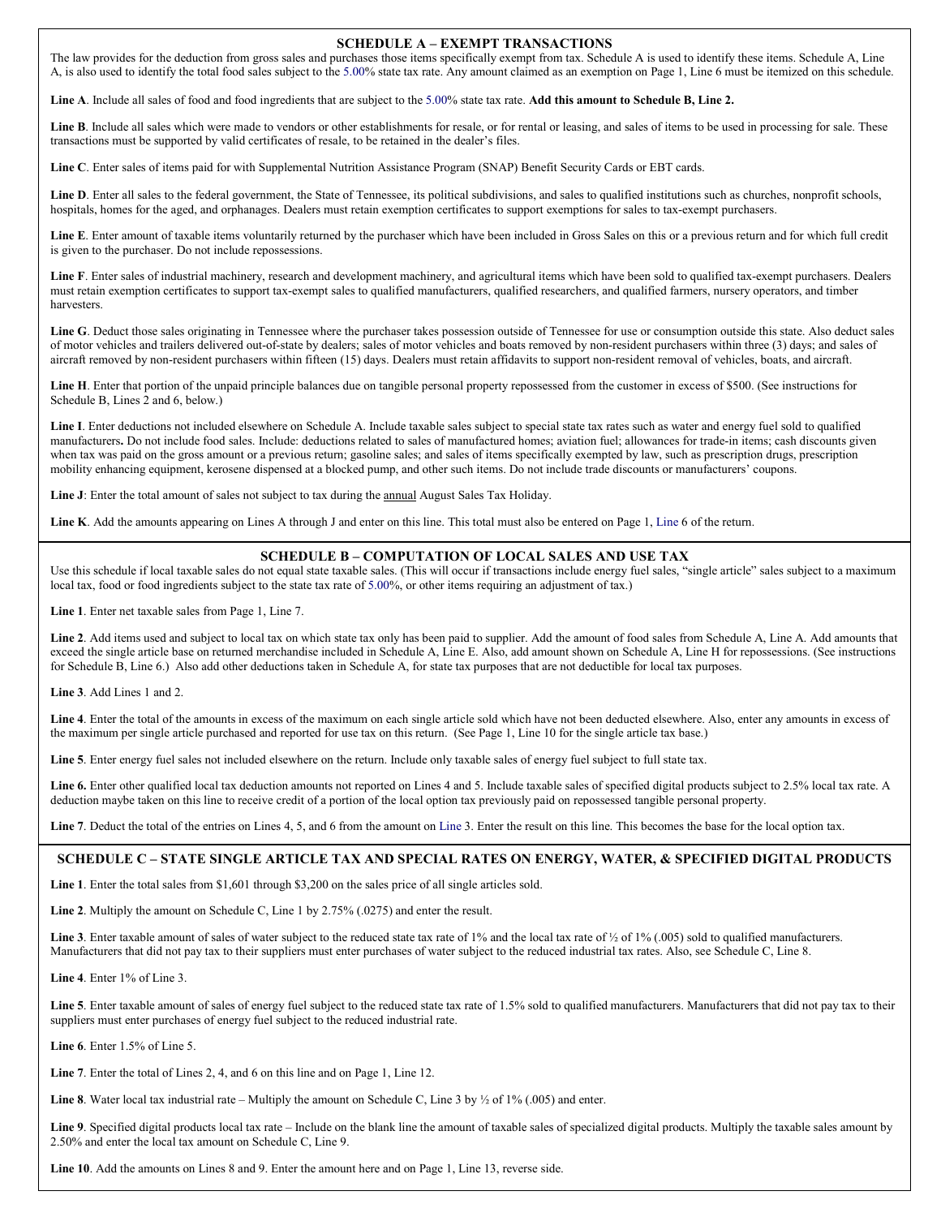## SCHEDULE A – EXEMPT TRANSACTIONS

The law provides for the deduction from gross sales and purchases those items specifically exempt from tax. Schedule A is used to identify these items. Schedule A, Line A, is also used to identify the total food sales subject to the 5.00% state tax rate. Any amount claimed as an exemption on Page 1, Line 6 must be itemized on this schedule.

**Line A**. Include all sales of food and food ingredients that are subject to the 5.00% state tax rate. **Add this amount to Schedule B, Line 2.**

**Line B**. Include all sales which were made to vendors or other establishments for resale, or for rental or leasing, and sales of items to be used in processing for sale. These transactions must be supported by valid certificates of resale, to be retained in the dealer's files.

**Line C**. Enter sales of items paid for with Supplemental Nutrition Assistance Program (SNAP) Benefit Security Cards or EBT cards.

**Line D**. Enter all sales to the federal government, the State of Tennessee, its political subdivisions, and sales to qualified institutions such as churches, nonprofit schools, hospitals, homes for the aged, and orphanages. Dealers must retain exemption certificates to support exemptions for sales to tax-exempt purchasers.

**Line E**. Enter amount of taxable items voluntarily returned by the purchaser which have been included in Gross Sales on this or a previous return and for which full credit is given to the purchaser. Do not include repossessions.

**Line F**. Enter sales of industrial machinery, research and development machinery, and agricultural items which have been sold to qualified tax-exempt purchasers. Dealers must retain exemption certificates to support tax-exempt sales to qualified manufacturers, qualified researchers, and qualified farmers, nursery operators, and timber harvesters.

**Line G**. Deduct those sales originating in Tennessee where the purchaser takes possession outside of Tennessee for use or consumption outside this state. Also deduct sales of motor vehicles and trailers delivered out-of-state by dealers; sales of motor vehicles and boats removed by non-resident purchasers within three (3) days; and sales of aircraft removed by non-resident purchasers within fifteen (15) days. Dealers must retain affidavits to support non-resident removal of vehicles, boats, and aircraft.

**Line H**. Enter that portion of the unpaid principle balances due on tangible personal property repossessed from the customer in excess of $500. (See instructions for Schedule B, Lines 2 and 6, below.)

**Line I**. Enter deductions not included elsewhere on Schedule A. Include taxable sales subject to special state tax rates such as water and energy fuel sold to qualified manufacturers**.** Do not include food sales. Include: deductions related to sales of manufactured homes; aviation fuel; allowances for trade-in items; cash discounts given when tax was paid on the gross amount or a previous return; gasoline sales; and sales of items specifically exempted by law, such as prescription drugs, prescription mobility enhancing equipment, kerosene dispensed at a blocked pump, and other such items. Do not include trade discounts or manufacturers' coupons.

**Line J**: Enter the total amount of sales not subject to tax during the annual August Sales Tax Holiday.

**Line K**. Add the amounts appearing on Lines A through J and enter on this line. This total must also be entered on Page 1, Line 6 of the return.

## SCHEDULE B – COMPUTATION OF LOCAL SALES AND USE TAX

Use this schedule if local taxable sales do not equal state taxable sales. (This will occur if transactions include energy fuel sales, "single article" sales subject to a maximum local tax, food or food ingredients subject to the state tax rate of 5.00%, or other items requiring an adjustment of tax.)

**Line 1**. Enter net taxable sales from Page 1, Line 7.

**Line 2**. Add items used and subject to local tax on which state tax only has been paid to supplier. Add the amount of food sales from Schedule A, Line A. Add amounts that exceed the single article base on returned merchandise included in Schedule A, Line E. Also, add amount shown on Schedule A, Line H for repossessions. (See instructions for Schedule B, Line 6.) Also add other deductions taken in Schedule A, for state tax purposes that are not deductible for local tax purposes.

**Line 3**. Add Lines 1 and 2.

**Line 4**. Enter the total of the amounts in excess of the maximum on each single article sold which have not been deducted elsewhere. Also, enter any amounts in excess of the maximum per single article purchased and reported for use tax on this return. (See Page 1, Line 10 for the single article tax base.)

**Line 5**. Enter energy fuel sales not included elsewhere on the return. Include only taxable sales of energy fuel subject to full state tax.

**Line 6.** Enter other qualified local tax deduction amounts not reported on Lines 4 and 5. Include taxable sales of specified digital products subject to 2.5% local tax rate. A deduction maybe taken on this line to receive credit of a portion of the local option tax previously paid on repossessed tangible personal property.

**Line 7**. Deduct the total of the entries on Lines 4, 5, and 6 from the amount on Line 3. Enter the result on this line. This becomes the base for the local option tax.

## SCHEDULE C – STATE SINGLE ARTICLE TAX AND SPECIAL RATES ON ENERGY, WATER, & SPECIFIED DIGITAL PRODUCTS

**Line 1**. Enter the total sales from $1,601 through $3,200 on the sales price of all single articles sold.

**Line 2**. Multiply the amount on Schedule C, Line 1 by 2.75% (.0275) and enter the result.

**Line 3**. Enter taxable amount of sales of water subject to the reduced state tax rate of 1% and the local tax rate of ½ of 1% (.005) sold to qualified manufacturers. Manufacturers that did not pay tax to their suppliers must enter purchases of water subject to the reduced industrial tax rates. Also, see Schedule C, Line 8.

**Line 4**. Enter 1% of Line 3.

**Line 5**. Enter taxable amount of sales of energy fuel subject to the reduced state tax rate of 1.5% sold to qualified manufacturers. Manufacturers that did not pay tax to their suppliers must enter purchases of energy fuel subject to the reduced industrial rate.

**Line 6**. Enter 1.5% of Line 5.

**Line 7**. Enter the total of Lines 2, 4, and 6 on this line and on Page 1, Line 12.

**Line 8**. Water local tax industrial rate – Multiply the amount on Schedule C, Line 3 by ½ of 1% (.005) and enter.

**Line 9**. Specified digital products local tax rate – Include on the blank line the amount of taxable sales of specialized digital products. Multiply the taxable sales amount by 2.50% and enter the local tax amount on Schedule C, Line 9.

**Line 10**. Add the amounts on Lines 8 and 9. Enter the amount here and on Page 1, Line 13, reverse side.